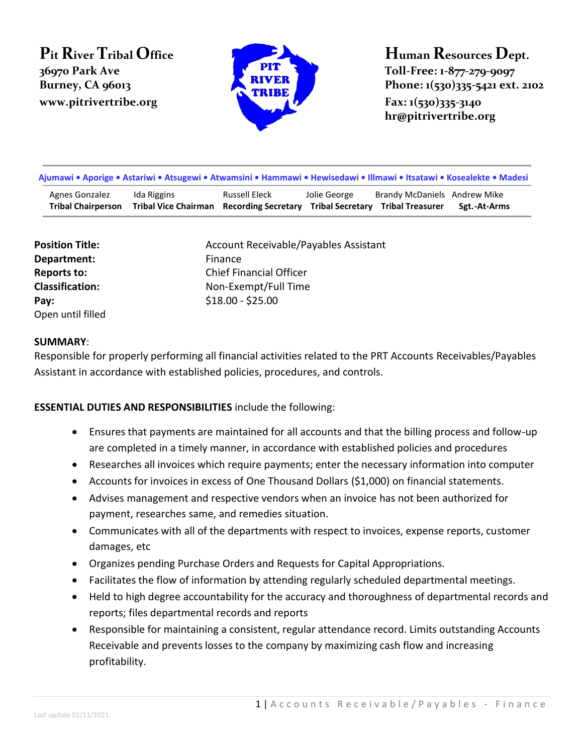**Pit River Tribal Office**
36970 Park Ave
Burney, CA 96013
www.pitrivertribe.org

**Human Resources Dept.**
Toll-Free: 1-877-279-9097
Phone: 1(530)335-5421 ext. 2102
Fax: 1(530)335-3140
hr@pitrivertribe.org

**Ajumawi • Aporige • Astariwi • Atsugewi • Atwamsini • Hammawi • Hewisedawi • Illmawi • Itsatawi • Kosealekte • Madesi**

| Agnes Gonzalez | Ida Riggins | Russell Eleck | Jolie George | Brandy McDaniels | Andrew Mike |
|---|---|---|---|---|---|
| **Tribal Chairperson** | **Tribal Vice Chairman** | **Recording Secretary** | **Tribal Secretary** | **Tribal Treasurer** | **Sgt.-At-Arms** |

**Position Title:** Account Receivable/Payables Assistant
**Department:** Finance
**Reports to:** Chief Financial Officer
**Classification:** Non-Exempt/Full Time
**Pay:** $18.00 - $25.00
Open until filled

**SUMMARY**:
Responsible for properly performing all financial activities related to the PRT Accounts Receivables/Payables Assistant in accordance with established policies, procedures, and controls.

**ESSENTIAL DUTIES AND RESPONSIBILITIES** include the following:

- Ensures that payments are maintained for all accounts and that the billing process and follow-up are completed in a timely manner, in accordance with established policies and procedures
- Researches all invoices which require payments; enter the necessary information into computer
- Accounts for invoices in excess of One Thousand Dollars ($1,000) on financial statements.
- Advises management and respective vendors when an invoice has not been authorized for payment, researches same, and remedies situation.
- Communicates with all of the departments with respect to invoices, expense reports, customer damages, etc
- Organizes pending Purchase Orders and Requests for Capital Appropriations.
- Facilitates the flow of information by attending regularly scheduled departmental meetings.
- Held to high degree accountability for the accuracy and thoroughness of departmental records and reports; files departmental records and reports
- Responsible for maintaining a consistent, regular attendance record. Limits outstanding Accounts Receivable and prevents losses to the company by maximizing cash flow and increasing profitability.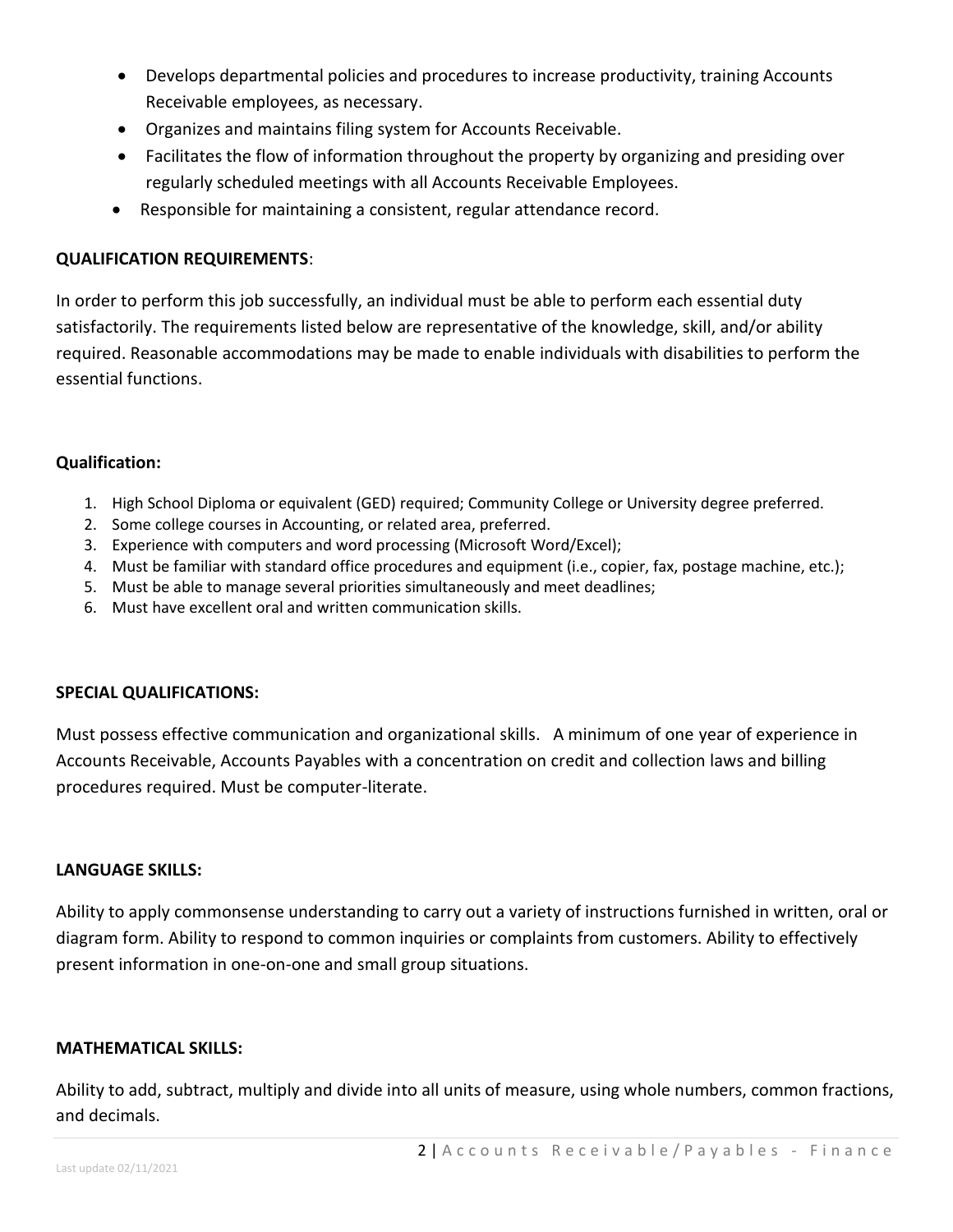- Develops departmental policies and procedures to increase productivity, training Accounts Receivable employees, as necessary.
- Organizes and maintains filing system for Accounts Receivable.
- Facilitates the flow of information throughout the property by organizing and presiding over regularly scheduled meetings with all Accounts Receivable Employees.
- Responsible for maintaining a consistent, regular attendance record.

**QUALIFICATION REQUIREMENTS**:

In order to perform this job successfully, an individual must be able to perform each essential duty satisfactorily. The requirements listed below are representative of the knowledge, skill, and/or ability required. Reasonable accommodations may be made to enable individuals with disabilities to perform the essential functions.

**Qualification:**

1. High School Diploma or equivalent (GED) required; Community College or University degree preferred.
2. Some college courses in Accounting, or related area, preferred.
3. Experience with computers and word processing (Microsoft Word/Excel);
4. Must be familiar with standard office procedures and equipment (i.e., copier, fax, postage machine, etc.);
5. Must be able to manage several priorities simultaneously and meet deadlines;
6. Must have excellent oral and written communication skills.

**SPECIAL QUALIFICATIONS:**

Must possess effective communication and organizational skills. A minimum of one year of experience in Accounts Receivable, Accounts Payables with a concentration on credit and collection laws and billing procedures required. Must be computer-literate.

**LANGUAGE SKILLS:**

Ability to apply commonsense understanding to carry out a variety of instructions furnished in written, oral or diagram form. Ability to respond to common inquiries or complaints from customers. Ability to effectively present information in one-on-one and small group situations.

**MATHEMATICAL SKILLS:**

Ability to add, subtract, multiply and divide into all units of measure, using whole numbers, common fractions, and decimals.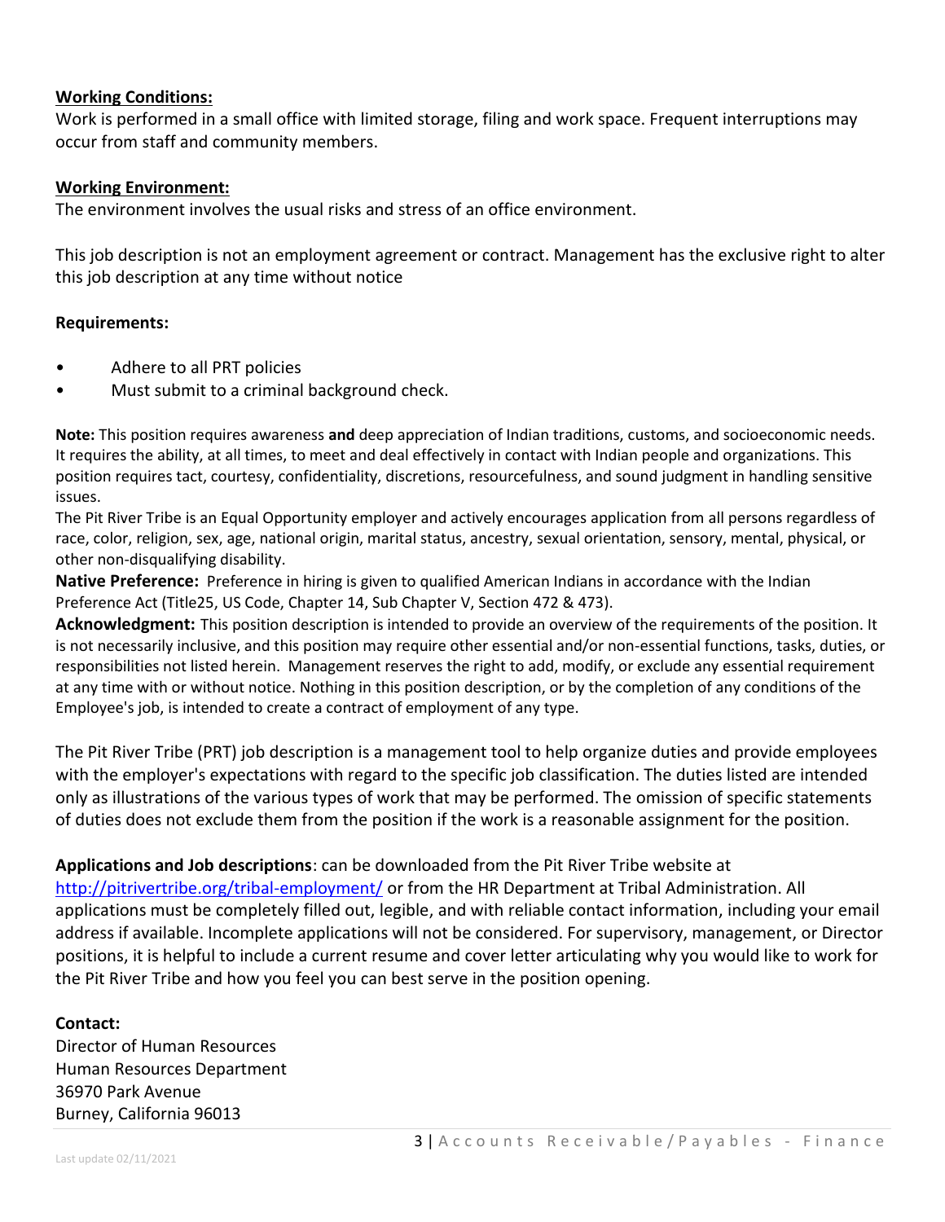**Working Conditions:**

Work is performed in a small office with limited storage, filing and work space. Frequent interruptions may occur from staff and community members.

**Working Environment:**

The environment involves the usual risks and stress of an office environment.

This job description is not an employment agreement or contract. Management has the exclusive right to alter this job description at any time without notice

**Requirements:**

- Adhere to all PRT policies
- Must submit to a criminal background check.

**Note:** This position requires awareness **and** deep appreciation of Indian traditions, customs, and socioeconomic needs. It requires the ability, at all times, to meet and deal effectively in contact with Indian people and organizations. This position requires tact, courtesy, confidentiality, discretions, resourcefulness, and sound judgment in handling sensitive issues.

The Pit River Tribe is an Equal Opportunity employer and actively encourages application from all persons regardless of race, color, religion, sex, age, national origin, marital status, ancestry, sexual orientation, sensory, mental, physical, or other non-disqualifying disability.

**Native Preference:** Preference in hiring is given to qualified American Indians in accordance with the Indian Preference Act (Title25, US Code, Chapter 14, Sub Chapter V, Section 472 & 473).

**Acknowledgment:** This position description is intended to provide an overview of the requirements of the position. It is not necessarily inclusive, and this position may require other essential and/or non-essential functions, tasks, duties, or responsibilities not listed herein. Management reserves the right to add, modify, or exclude any essential requirement at any time with or without notice. Nothing in this position description, or by the completion of any conditions of the Employee's job, is intended to create a contract of employment of any type.

The Pit River Tribe (PRT) job description is a management tool to help organize duties and provide employees with the employer's expectations with regard to the specific job classification. The duties listed are intended only as illustrations of the various types of work that may be performed. The omission of specific statements of duties does not exclude them from the position if the work is a reasonable assignment for the position.

**Applications and Job descriptions**: can be downloaded from the Pit River Tribe website at http://pitrivertribe.org/tribal-employment/ or from the HR Department at Tribal Administration. All applications must be completely filled out, legible, and with reliable contact information, including your email address if available. Incomplete applications will not be considered. For supervisory, management, or Director positions, it is helpful to include a current resume and cover letter articulating why you would like to work for the Pit River Tribe and how you feel you can best serve in the position opening.

**Contact:**

Director of Human Resources
Human Resources Department
36970 Park Avenue
Burney, California 96013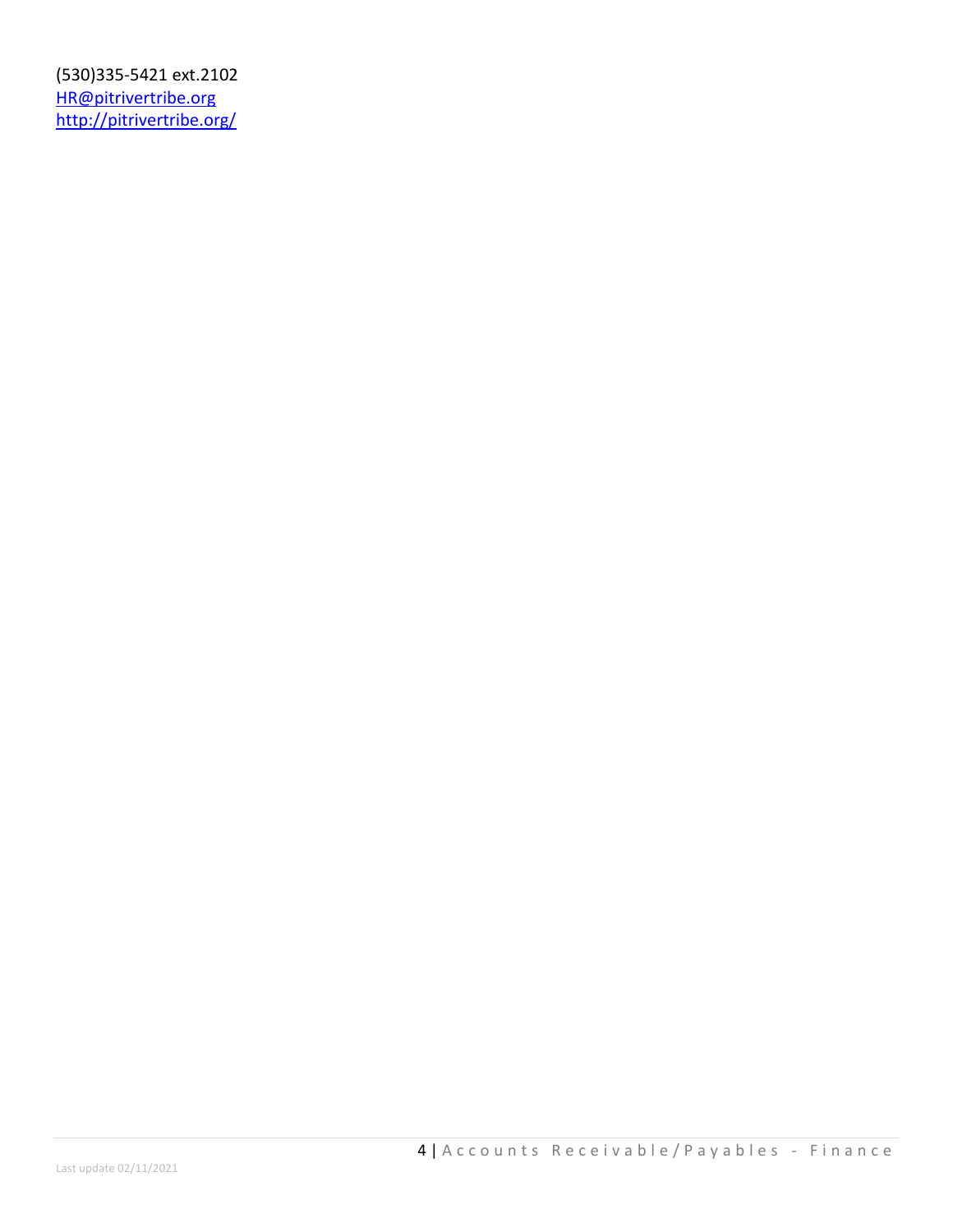(530)335-5421 ext.2102
HR@pitrivertribe.org
http://pitrivertribe.org/